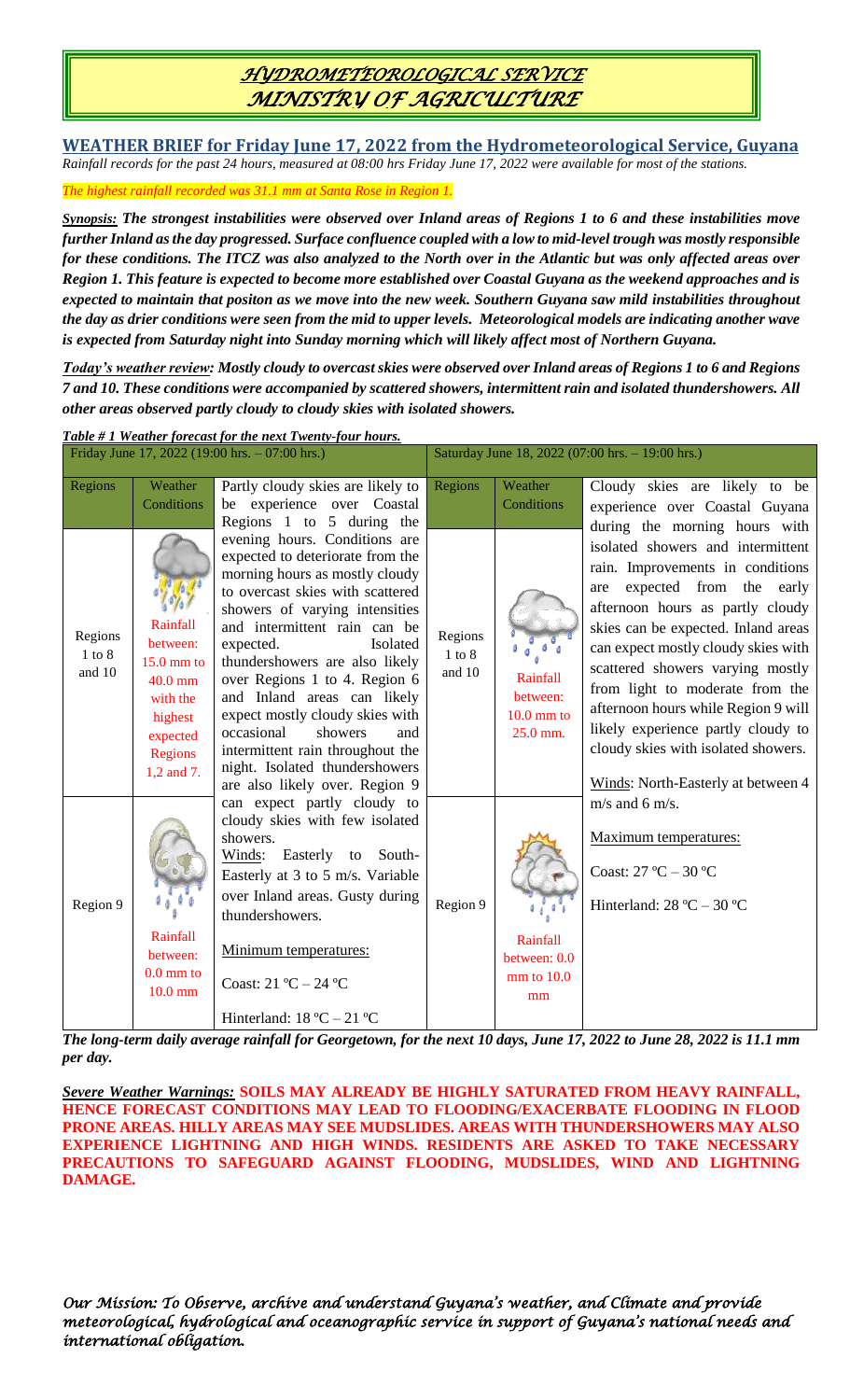# HYDROMETEOROLOGICAL SERVICE
# MINISTRY OF AGRICULTURE

## WEATHER BRIEF for Friday June 17, 2022 from the Hydrometeorological Service, Guyana

*Rainfall records for the past 24 hours, measured at 08:00 hrs Friday June 17, 2022 were available for most of the stations.*

*The highest rainfall recorded was 31.1 mm at Santa Rose in Region 1.*

***Synopsis:*** ***The strongest instabilities were observed over Inland areas of Regions 1 to 6 and these instabilities move further Inland as the day progressed. Surface confluence coupled with a low to mid-level trough was mostly responsible for these conditions. The ITCZ was also analyzed to the North over in the Atlantic but was only affected areas over Region 1. This feature is expected to become more established over Coastal Guyana as the weekend approaches and is expected to maintain that positon as we move into the new week. Southern Guyana saw mild instabilities throughout the day as drier conditions were seen from the mid to upper levels. Meteorological models are indicating another wave is expected from Saturday night into Sunday morning which will likely affect most of Northern Guyana.***

***Today's weather review:*** ***Mostly cloudy to overcast skies were observed over Inland areas of Regions 1 to 6 and Regions 7 and 10. These conditions were accompanied by scattered showers, intermittent rain and isolated thundershowers. All other areas observed partly cloudy to cloudy skies with isolated showers.***

***Table # 1 Weather forecast for the next Twenty-four hours.***

| Friday June 17, 2022 (19:00 hrs. – 07:00 hrs.) | | | Saturday June 18, 2022 (07:00 hrs. – 19:00 hrs.) | | |
|---|---|---|---|---|---|
| Regions | Weather Conditions | Partly cloudy skies are likely to be experience over Coastal Regions 1 to 5 during the evening hours. Conditions are expected to deteriorate from the morning hours as mostly cloudy to overcast skies with scattered showers of varying intensities and intermittent rain can be expected. Isolated thundershowers are also likely over Regions 1 to 4. Region 6 and Inland areas can likely expect mostly cloudy skies with occasional showers and intermittent rain throughout the night. Isolated thundershowers are also likely over. Region 9 can expect partly cloudy to cloudy skies with few isolated showers.<br>Winds: Easterly to South-Easterly at 3 to 5 m/s. Variable over Inland areas. Gusty during thundershowers.<br>Minimum temperatures:<br>Coast: 21 ºC – 24 ºC<br>Hinterland: 18 ºC – 21 ºC | Regions | Weather Conditions | Cloudy skies are likely to be experience over Coastal Guyana during the morning hours with isolated showers and intermittent rain. Improvements in conditions are expected from the early afternoon hours as partly cloudy skies can be expected. Inland areas can expect mostly cloudy skies with scattered showers varying mostly from light to moderate from the afternoon hours while Region 9 will likely experience partly cloudy to cloudy skies with isolated showers.<br>Winds: North-Easterly at between 4 m/s and 6 m/s.<br>Maximum temperatures:<br>Coast: 27 ºC – 30 ºC<br>Hinterland: 28 ºC – 30 ºC |
| Regions 1 to 8 and 10 | Rainfall between: 15.0 mm to 40.0 mm with the highest expected Regions 1,2 and 7. | | Regions 1 to 8 and 10 | Rainfall between: 10.0 mm to 25.0 mm. | |
| Region 9 | Rainfall between: 0.0 mm to 10.0 mm | | Region 9 | Rainfall between: 0.0 mm to 10.0 mm | |

***The long-term daily average rainfall for Georgetown, for the next 10 days, June 17, 2022 to June 28, 2022 is 11.1 mm per day.***

***Severe Weather Warnings:*** **SOILS MAY ALREADY BE HIGHLY SATURATED FROM HEAVY RAINFALL, HENCE FORECAST CONDITIONS MAY LEAD TO FLOODING/EXACERBATE FLOODING IN FLOOD PRONE AREAS. HILLY AREAS MAY SEE MUDSLIDES. AREAS WITH THUNDERSHOWERS MAY ALSO EXPERIENCE LIGHTNING AND HIGH WINDS. RESIDENTS ARE ASKED TO TAKE NECESSARY PRECAUTIONS TO SAFEGUARD AGAINST FLOODING, MUDSLIDES, WIND AND LIGHTNING DAMAGE.**

*Our Mission: To Observe, archive and understand Guyana's weather, and Climate and provide meteorological, hydrological and oceanographic service in support of Guyana's national needs and international obligation.*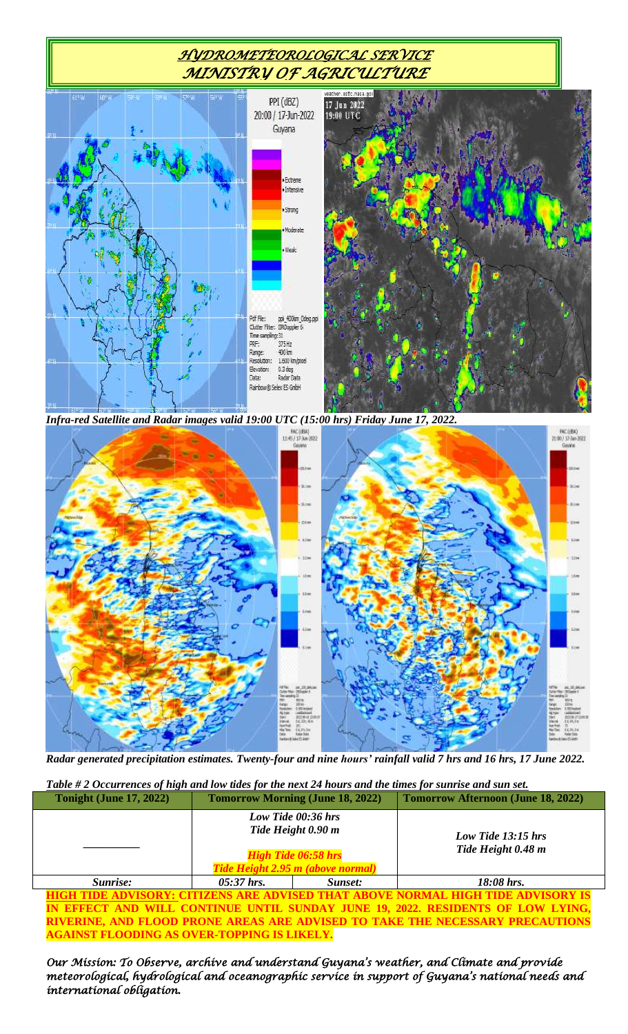# HYDROMETEOROLOGICAL SERVICE
# MINISTRY OF AGRICULTURE

*Infra-red Satellite and Radar images valid 19:00 UTC (15:00 hrs) Friday June 17, 2022.*

*Radar generated precipitation estimates. Twenty-four and nine hours' rainfall valid 7 hrs and 16 hrs, 17 June 2022.*

*Table # 2 Occurrences of high and low tides for the next 24 hours and the times for sunrise and sun set.*

| Tonight (June 17, 2022) | Tomorrow Morning (June 18, 2022) | | Tomorrow Afternoon (June 18, 2022) |
|---|---|---|---|
| ________ | *Low Tide 00:36 hrs*<br>*Tide Height 0.90 m*<br><br>*High Tide 06:58 hrs*<br>*Tide Height 2.95 m (above normal)* | | *Low Tide 13:15 hrs*<br>*Tide Height 0.48 m* |
| *Sunrise:* | *05:37 hrs.* | *Sunset:* | *18:08 hrs.* |

**HIGH TIDE ADVISORY: CITIZENS ARE ADVISED THAT ABOVE NORMAL HIGH TIDE ADVISORY IS IN EFFECT AND WILL CONTINUE UNTIL SUNDAY JUNE 19, 2022. RESIDENTS OF LOW LYING, RIVERINE, AND FLOOD PRONE AREAS ARE ADVISED TO TAKE THE NECESSARY PRECAUTIONS AGAINST FLOODING AS OVER-TOPPING IS LIKELY.**

*Our Mission: To Observe, archive and understand Guyana's weather, and Climate and provide meteorological, hydrological and oceanographic service in support of Guyana's national needs and international obligation.*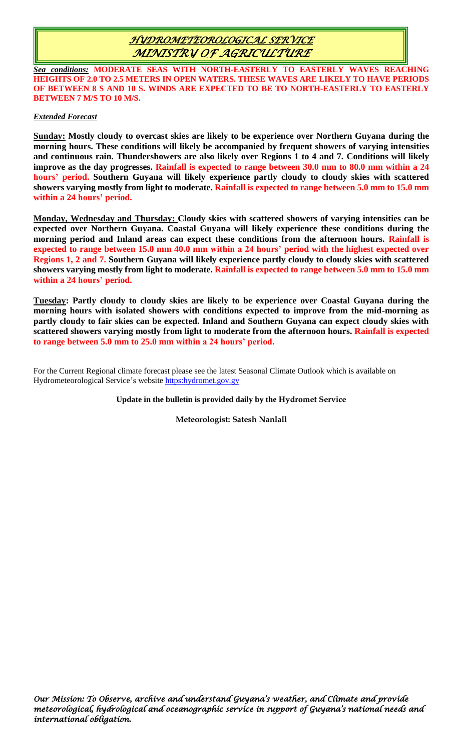# *HYDROMETEOROLOGICAL SERVICE*
# *MINISTRY OF AGRICULTURE*

***Sea conditions:*** **MODERATE SEAS WITH NORTH-EASTERLY TO EASTERLY WAVES REACHING HEIGHTS OF 2.0 TO 2.5 METERS IN OPEN WATERS. THESE WAVES ARE LIKELY TO HAVE PERIODS OF BETWEEN 8 S AND 10 S. WINDS ARE EXPECTED TO BE TO NORTH-EASTERLY TO EASTERLY BETWEEN 7 M/S TO 10 M/S.**

***Extended Forecast***

**Sunday: Mostly cloudy to overcast skies are likely to be experience over Northern Guyana during the morning hours. These conditions will likely be accompanied by frequent showers of varying intensities and continuous rain. Thundershowers are also likely over Regions 1 to 4 and 7. Conditions will likely improve as the day progresses. Rainfall is expected to range between 30.0 mm to 80.0 mm within a 24 hours' period. Southern Guyana will likely experience partly cloudy to cloudy skies with scattered showers varying mostly from light to moderate. Rainfall is expected to range between 5.0 mm to 15.0 mm within a 24 hours' period.**

**Monday, Wednesday and Thursday: Cloudy skies with scattered showers of varying intensities can be expected over Northern Guyana. Coastal Guyana will likely experience these conditions during the morning period and Inland areas can expect these conditions from the afternoon hours. Rainfall is expected to range between 15.0 mm 40.0 mm within a 24 hours' period with the highest expected over Regions 1, 2 and 7. Southern Guyana will likely experience partly cloudy to cloudy skies with scattered showers varying mostly from light to moderate. Rainfall is expected to range between 5.0 mm to 15.0 mm within a 24 hours' period.**

**Tuesday: Partly cloudy to cloudy skies are likely to be experience over Coastal Guyana during the morning hours with isolated showers with conditions expected to improve from the mid-morning as partly cloudy to fair skies can be expected. Inland and Southern Guyana can expect cloudy skies with scattered showers varying mostly from light to moderate from the afternoon hours. Rainfall is expected to range between 5.0 mm to 25.0 mm within a 24 hours' period.**

For the Current Regional climate forecast please see the latest Seasonal Climate Outlook which is available on Hydrometeorological Service's website https:hydromet.gov.gy

**Update in the bulletin is provided daily by the Hydromet Service**

**Meteorologist: Satesh Nanlall**

*Our Mission: To Observe, archive and understand Guyana's weather, and Climate and provide meteorological, hydrological and oceanographic service in support of Guyana's national needs and international obligation.*